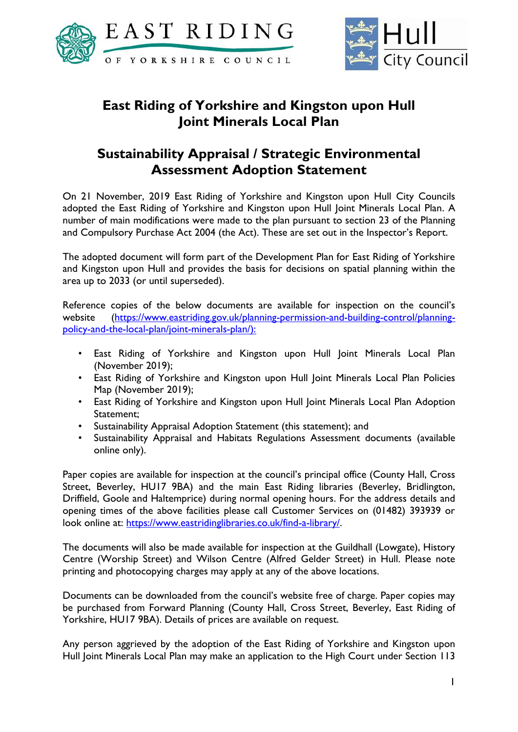# East Riding of Yorkshire and Kingston upon Hull Joint Minerals Local Plan

## Sustainability Appraisal / Strategic Environmental Assessment Adoption Statement

On 21 November, 2019 East Riding of Yorkshire and Kingston upon Hull City Councils adopted the East Riding of Yorkshire and Kingston upon Hull Joint Minerals Local Plan. A number of main modifications were made to the plan pursuant to section 23 of the Planning and Compulsory Purchase Act 2004 (the Act). These are set out in the Inspector's Report.

The adopted document will form part of the Development Plan for East Riding of Yorkshire and Kingston upon Hull and provides the basis for decisions on spatial planning within the area up to 2033 (or until superseded).

Reference copies of the below documents are available for inspection on the council's website (https://www.eastriding.gov.uk/planning-permission-and-building-control/planning-policy-and-the-local-plan/joint-minerals-plan/):

- East Riding of Yorkshire and Kingston upon Hull Joint Minerals Local Plan (November 2019);
- East Riding of Yorkshire and Kingston upon Hull Joint Minerals Local Plan Policies Map (November 2019);
- East Riding of Yorkshire and Kingston upon Hull Joint Minerals Local Plan Adoption Statement;
- Sustainability Appraisal Adoption Statement (this statement); and
- Sustainability Appraisal and Habitats Regulations Assessment documents (available online only).

Paper copies are available for inspection at the council's principal office (County Hall, Cross Street, Beverley, HU17 9BA) and the main East Riding libraries (Beverley, Bridlington, Driffield, Goole and Haltemprice) during normal opening hours. For the address details and opening times of the above facilities please call Customer Services on (01482) 393939 or look online at: https://www.eastridinglibraries.co.uk/find-a-library/.

The documents will also be made available for inspection at the Guildhall (Lowgate), History Centre (Worship Street) and Wilson Centre (Alfred Gelder Street) in Hull. Please note printing and photocopying charges may apply at any of the above locations.

Documents can be downloaded from the council's website free of charge. Paper copies may be purchased from Forward Planning (County Hall, Cross Street, Beverley, East Riding of Yorkshire, HU17 9BA). Details of prices are available on request.

Any person aggrieved by the adoption of the East Riding of Yorkshire and Kingston upon Hull Joint Minerals Local Plan may make an application to the High Court under Section 113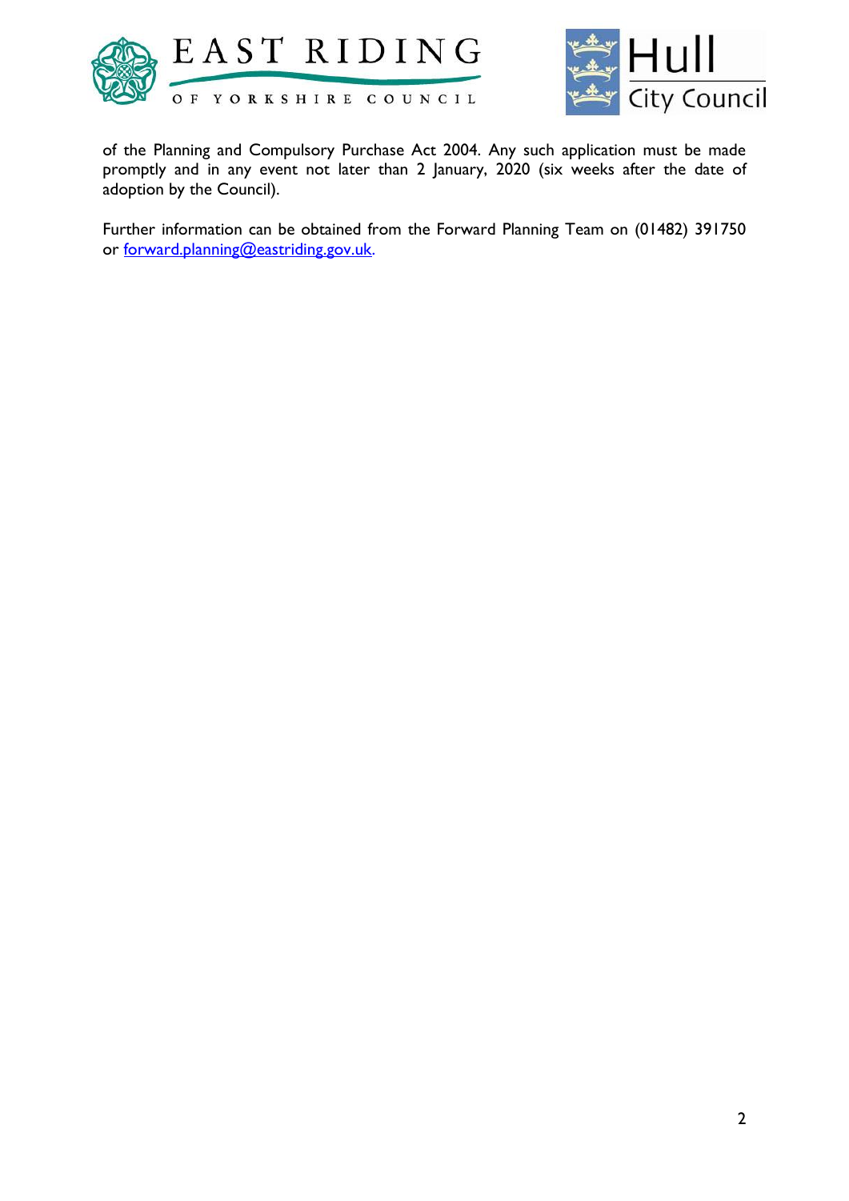of the Planning and Compulsory Purchase Act 2004. Any such application must be made promptly and in any event not later than 2 January, 2020 (six weeks after the date of adoption by the Council).

Further information can be obtained from the Forward Planning Team on (01482) 391750 or forward.planning@eastriding.gov.uk.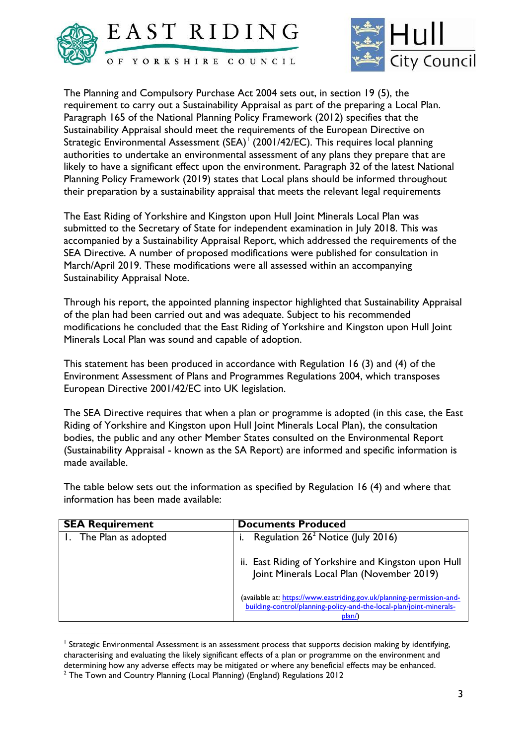The Planning and Compulsory Purchase Act 2004 sets out, in section 19 (5), the requirement to carry out a Sustainability Appraisal as part of the preparing a Local Plan. Paragraph 165 of the National Planning Policy Framework (2012) specifies that the Sustainability Appraisal should meet the requirements of the European Directive on Strategic Environmental Assessment (SEA)[1] (2001/42/EC). This requires local planning authorities to undertake an environmental assessment of any plans they prepare that are likely to have a significant effect upon the environment. Paragraph 32 of the latest National Planning Policy Framework (2019) states that Local plans should be informed throughout their preparation by a sustainability appraisal that meets the relevant legal requirements

The East Riding of Yorkshire and Kingston upon Hull Joint Minerals Local Plan was submitted to the Secretary of State for independent examination in July 2018. This was accompanied by a Sustainability Appraisal Report, which addressed the requirements of the SEA Directive. A number of proposed modifications were published for consultation in March/April 2019. These modifications were all assessed within an accompanying Sustainability Appraisal Note.

Through his report, the appointed planning inspector highlighted that Sustainability Appraisal of the plan had been carried out and was adequate. Subject to his recommended modifications he concluded that the East Riding of Yorkshire and Kingston upon Hull Joint Minerals Local Plan was sound and capable of adoption.

This statement has been produced in accordance with Regulation 16 (3) and (4) of the Environment Assessment of Plans and Programmes Regulations 2004, which transposes European Directive 2001/42/EC into UK legislation.

The SEA Directive requires that when a plan or programme is adopted (in this case, the East Riding of Yorkshire and Kingston upon Hull Joint Minerals Local Plan), the consultation bodies, the public and any other Member States consulted on the Environmental Report (Sustainability Appraisal - known as the SA Report) are informed and specific information is made available.

The table below sets out the information as specified by Regulation 16 (4) and where that information has been made available:

| SEA Requirement | Documents Produced |
|---|---|
| 1. The Plan as adopted | i. Regulation 26[2] Notice (July 2016)<br><br>ii. East Riding of Yorkshire and Kingston upon Hull Joint Minerals Local Plan (November 2019)<br><br>(available at: https://www.eastriding.gov.uk/planning-permission-and-building-control/planning-policy-and-the-local-plan/joint-minerals-plan/) |

[1] Strategic Environmental Assessment is an assessment process that supports decision making by identifying, characterising and evaluating the likely significant effects of a plan or programme on the environment and determining how any adverse effects may be mitigated or where any beneficial effects may be enhanced.

[2] The Town and Country Planning (Local Planning) (England) Regulations 2012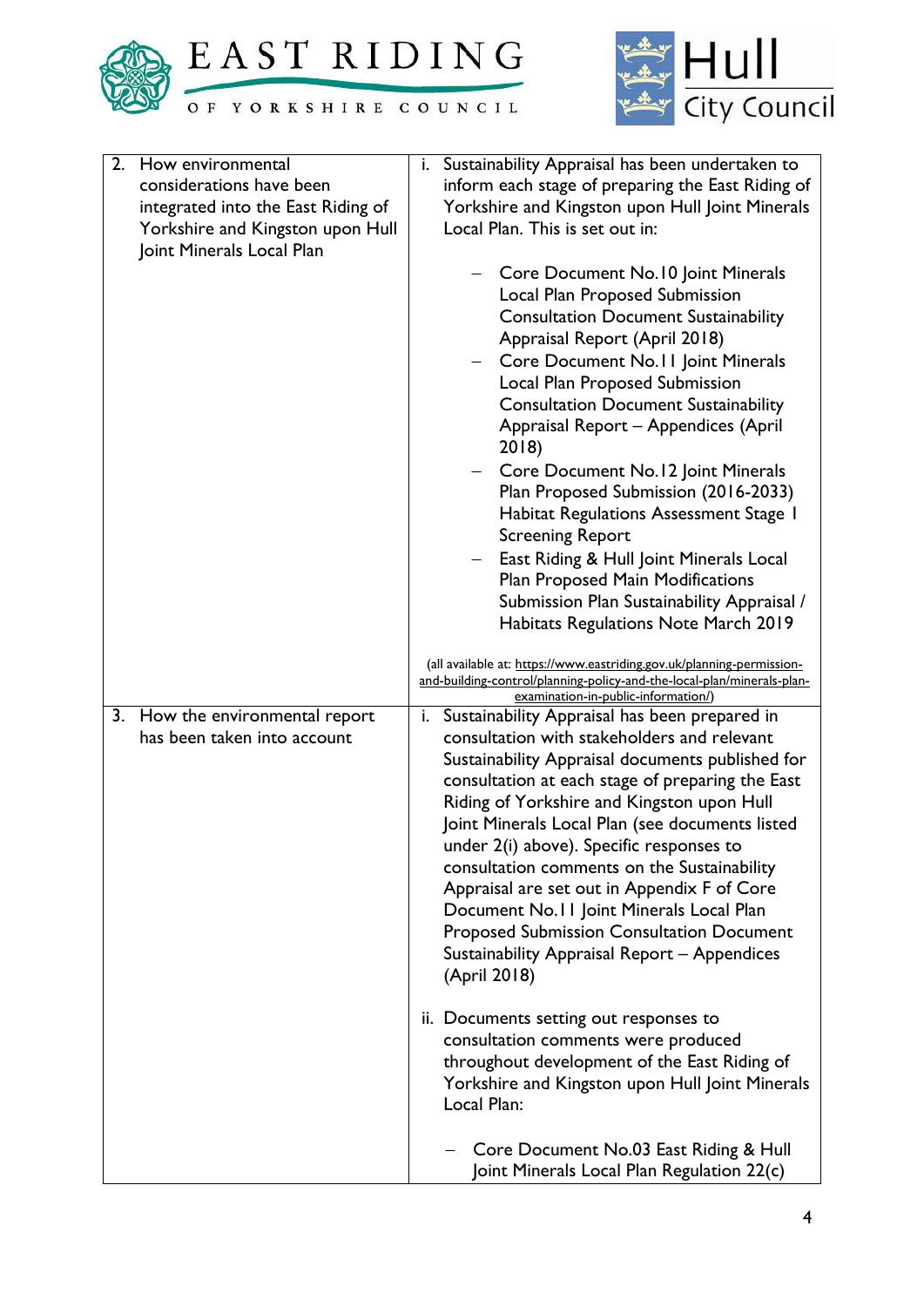| | |
|---|---|
| 2. How environmental considerations have been integrated into the East Riding of Yorkshire and Kingston upon Hull Joint Minerals Local Plan | i. Sustainability Appraisal has been undertaken to inform each stage of preparing the East Riding of Yorkshire and Kingston upon Hull Joint Minerals Local Plan. This is set out in:<br><br>– Core Document No.10 Joint Minerals Local Plan Proposed Submission Consultation Document Sustainability Appraisal Report (April 2018)<br>– Core Document No.11 Joint Minerals Local Plan Proposed Submission Consultation Document Sustainability Appraisal Report – Appendices (April 2018)<br>– Core Document No.12 Joint Minerals Plan Proposed Submission (2016-2033) Habitat Regulations Assessment Stage 1 Screening Report<br>– East Riding & Hull Joint Minerals Local Plan Proposed Main Modifications Submission Plan Sustainability Appraisal / Habitats Regulations Note March 2019<br><br>(all available at: https://www.eastriding.gov.uk/planning-permission-and-building-control/planning-policy-and-the-local-plan/minerals-plan-examination-in-public-information/) |
| 3. How the environmental report has been taken into account | i. Sustainability Appraisal has been prepared in consultation with stakeholders and relevant Sustainability Appraisal documents published for consultation at each stage of preparing the East Riding of Yorkshire and Kingston upon Hull Joint Minerals Local Plan (see documents listed under 2(i) above). Specific responses to consultation comments on the Sustainability Appraisal are set out in Appendix F of Core Document No.11 Joint Minerals Local Plan Proposed Submission Consultation Document Sustainability Appraisal Report – Appendices (April 2018)<br><br>ii. Documents setting out responses to consultation comments were produced throughout development of the East Riding of Yorkshire and Kingston upon Hull Joint Minerals Local Plan:<br><br>– Core Document No.03 East Riding & Hull Joint Minerals Local Plan Regulation 22(c) |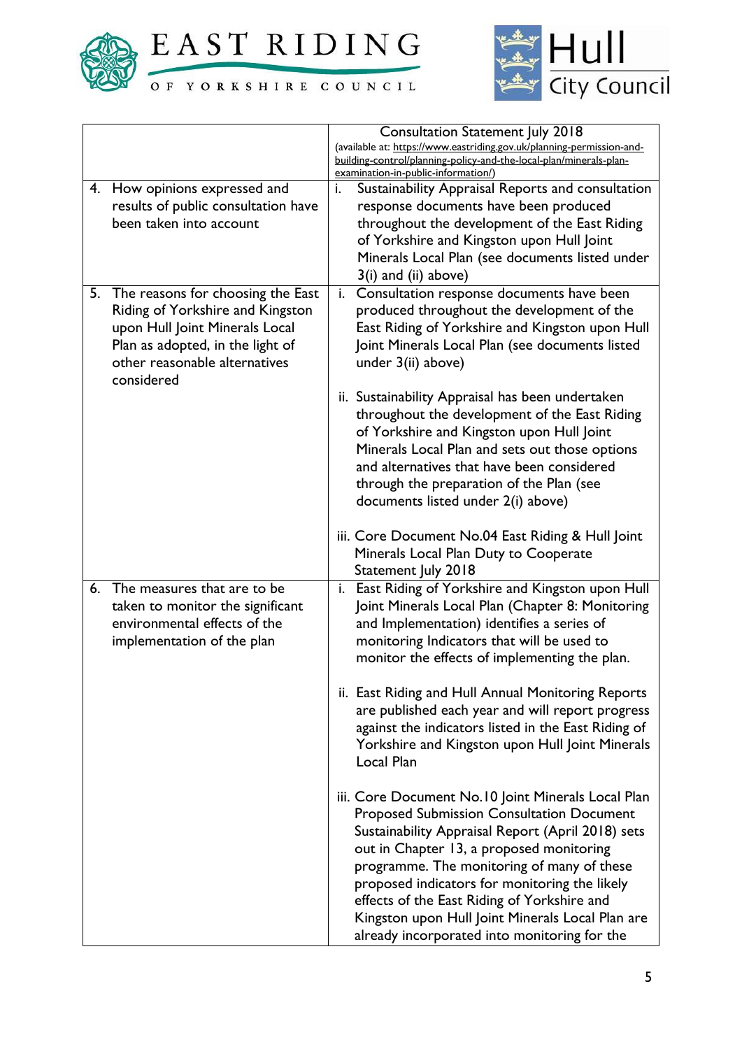| | |
|---|---|
| | Consultation Statement July 2018 (available at: https://www.eastriding.gov.uk/planning-permission-and-building-control/planning-policy-and-the-local-plan/minerals-plan-examination-in-public-information/) |
| 4. How opinions expressed and results of public consultation have been taken into account | i. Sustainability Appraisal Reports and consultation response documents have been produced throughout the development of the East Riding of Yorkshire and Kingston upon Hull Joint Minerals Local Plan (see documents listed under 3(i) and (ii) above) |
| 5. The reasons for choosing the East Riding of Yorkshire and Kingston upon Hull Joint Minerals Local Plan as adopted, in the light of other reasonable alternatives considered | i. Consultation response documents have been produced throughout the development of the East Riding of Yorkshire and Kingston upon Hull Joint Minerals Local Plan (see documents listed under 3(ii) above)<br><br>ii. Sustainability Appraisal has been undertaken throughout the development of the East Riding of Yorkshire and Kingston upon Hull Joint Minerals Local Plan and sets out those options and alternatives that have been considered through the preparation of the Plan (see documents listed under 2(i) above)<br><br>iii. Core Document No.04 East Riding & Hull Joint Minerals Local Plan Duty to Cooperate Statement July 2018 |
| 6. The measures that are to be taken to monitor the significant environmental effects of the implementation of the plan | i. East Riding of Yorkshire and Kingston upon Hull Joint Minerals Local Plan (Chapter 8: Monitoring and Implementation) identifies a series of monitoring Indicators that will be used to monitor the effects of implementing the plan.<br><br>ii. East Riding and Hull Annual Monitoring Reports are published each year and will report progress against the indicators listed in the East Riding of Yorkshire and Kingston upon Hull Joint Minerals Local Plan<br><br>iii. Core Document No.10 Joint Minerals Local Plan Proposed Submission Consultation Document Sustainability Appraisal Report (April 2018) sets out in Chapter 13, a proposed monitoring programme. The monitoring of many of these proposed indicators for monitoring the likely effects of the East Riding of Yorkshire and Kingston upon Hull Joint Minerals Local Plan are already incorporated into monitoring for the |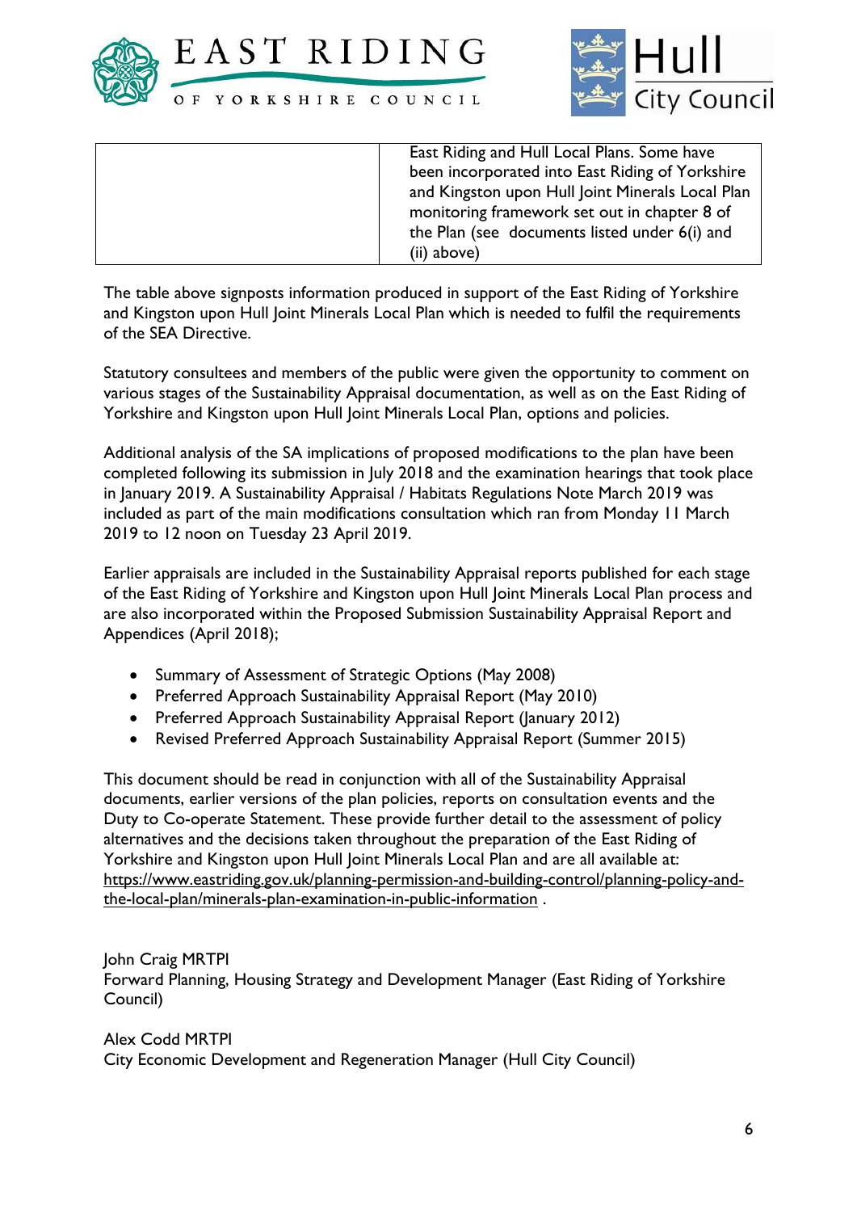| | |
|---|---|
| | East Riding and Hull Local Plans. Some have been incorporated into East Riding of Yorkshire and Kingston upon Hull Joint Minerals Local Plan monitoring framework set out in chapter 8 of the Plan (see documents listed under 6(i) and (ii) above) |

The table above signposts information produced in support of the East Riding of Yorkshire and Kingston upon Hull Joint Minerals Local Plan which is needed to fulfil the requirements of the SEA Directive.

Statutory consultees and members of the public were given the opportunity to comment on various stages of the Sustainability Appraisal documentation, as well as on the East Riding of Yorkshire and Kingston upon Hull Joint Minerals Local Plan, options and policies.

Additional analysis of the SA implications of proposed modifications to the plan have been completed following its submission in July 2018 and the examination hearings that took place in January 2019. A Sustainability Appraisal / Habitats Regulations Note March 2019 was included as part of the main modifications consultation which ran from Monday 11 March 2019 to 12 noon on Tuesday 23 April 2019.

Earlier appraisals are included in the Sustainability Appraisal reports published for each stage of the East Riding of Yorkshire and Kingston upon Hull Joint Minerals Local Plan process and are also incorporated within the Proposed Submission Sustainability Appraisal Report and Appendices (April 2018);

- Summary of Assessment of Strategic Options (May 2008)
- Preferred Approach Sustainability Appraisal Report (May 2010)
- Preferred Approach Sustainability Appraisal Report (January 2012)
- Revised Preferred Approach Sustainability Appraisal Report (Summer 2015)

This document should be read in conjunction with all of the Sustainability Appraisal documents, earlier versions of the plan policies, reports on consultation events and the Duty to Co-operate Statement. These provide further detail to the assessment of policy alternatives and the decisions taken throughout the preparation of the East Riding of Yorkshire and Kingston upon Hull Joint Minerals Local Plan and are all available at: https://www.eastriding.gov.uk/planning-permission-and-building-control/planning-policy-and-the-local-plan/minerals-plan-examination-in-public-information .

John Craig MRTPI
Forward Planning, Housing Strategy and Development Manager (East Riding of Yorkshire Council)

Alex Codd MRTPI
City Economic Development and Regeneration Manager (Hull City Council)